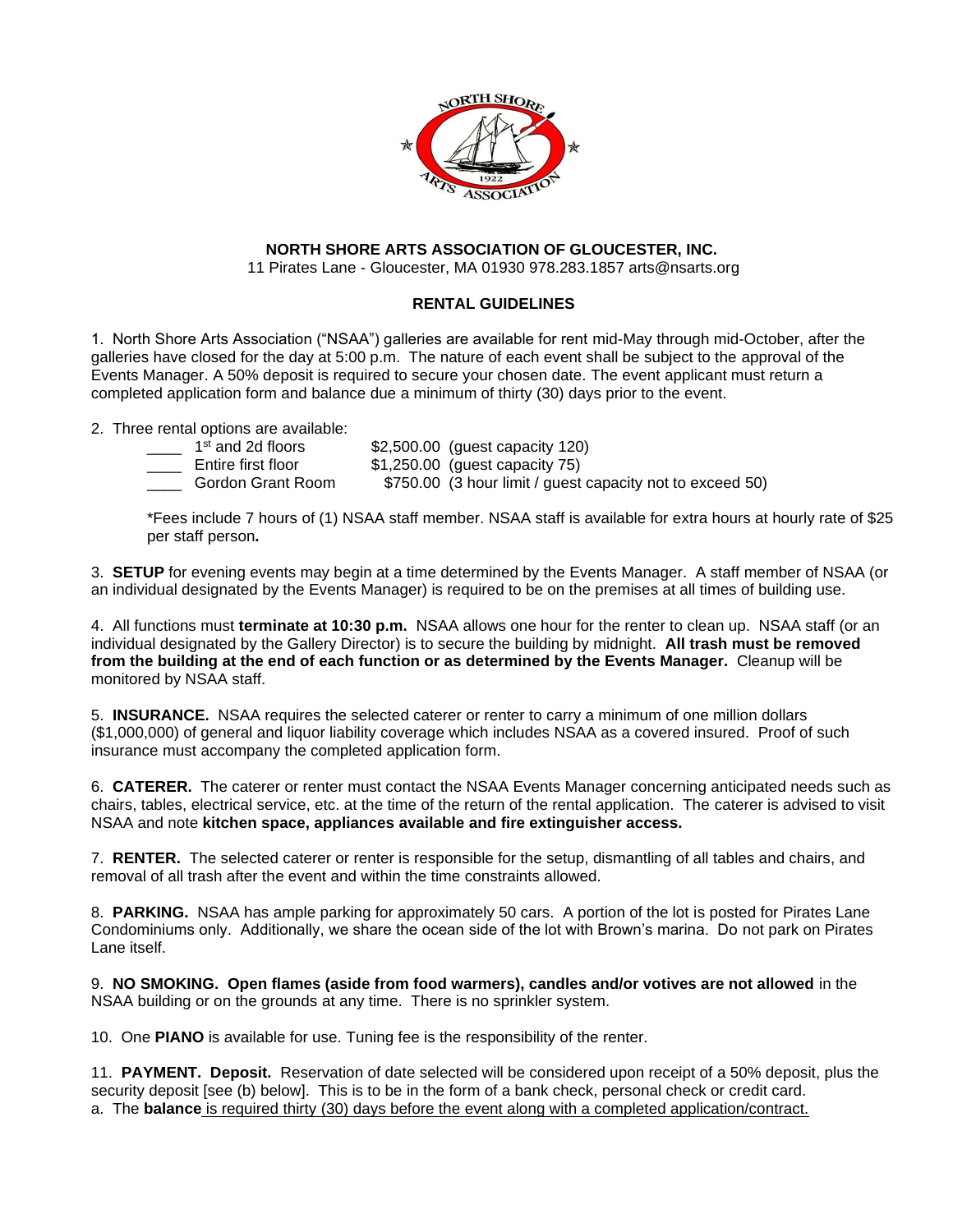**NORTH SHORE ARTS ASSOCIATION OF GLOUCESTER, INC.**

11 Pirates Lane - Gloucester, MA 01930 978.283.1857 arts@nsarts.org

**RENTAL GUIDELINES**

1. North Shore Arts Association ("NSAA") galleries are available for rent mid-May through mid-October, after the galleries have closed for the day at 5:00 p.m. The nature of each event shall be subject to the approval of the Events Manager. A 50% deposit is required to secure your chosen date. The event applicant must return a completed application form and balance due a minimum of thirty (30) days prior to the event.

2. Three rental options are available:

| | | | |
|---|---|---|---|
| ____ | 1st and 2d floors | $2,500.00 | (guest capacity 120) |
| ____ | Entire first floor | $1,250.00 | (guest capacity 75) |
| ____ | Gordon Grant Room | $750.00 | (3 hour limit / guest capacity not to exceed 50) |

*Fees include 7 hours of (1) NSAA staff member. NSAA staff is available for extra hours at hourly rate of $25 per staff person**.**

3. **SETUP** for evening events may begin at a time determined by the Events Manager. A staff member of NSAA (or an individual designated by the Events Manager) is required to be on the premises at all times of building use.

4. All functions must **terminate at 10:30 p.m.** NSAA allows one hour for the renter to clean up. NSAA staff (or an individual designated by the Gallery Director) is to secure the building by midnight. **All trash must be removed from the building at the end of each function or as determined by the Events Manager.** Cleanup will be monitored by NSAA staff.

5. **INSURANCE.** NSAA requires the selected caterer or renter to carry a minimum of one million dollars ($1,000,000) of general and liquor liability coverage which includes NSAA as a covered insured. Proof of such insurance must accompany the completed application form.

6. **CATERER.** The caterer or renter must contact the NSAA Events Manager concerning anticipated needs such as chairs, tables, electrical service, etc. at the time of the return of the rental application. The caterer is advised to visit NSAA and note **kitchen space, appliances available and fire extinguisher access.**

7. **RENTER.** The selected caterer or renter is responsible for the setup, dismantling of all tables and chairs, and removal of all trash after the event and within the time constraints allowed.

8. **PARKING.** NSAA has ample parking for approximately 50 cars. A portion of the lot is posted for Pirates Lane Condominiums only. Additionally, we share the ocean side of the lot with Brown's marina. Do not park on Pirates Lane itself.

9. **NO SMOKING. Open flames (aside from food warmers), candles and/or votives are not allowed** in the NSAA building or on the grounds at any time. There is no sprinkler system.

10. One **PIANO** is available for use. Tuning fee is the responsibility of the renter.

11. **PAYMENT. Deposit.** Reservation of date selected will be considered upon receipt of a 50% deposit, plus the security deposit [see (b) below]. This is to be in the form of a bank check, personal check or credit card.

a. The **balance** is required thirty (30) days before the event along with a completed application/contract.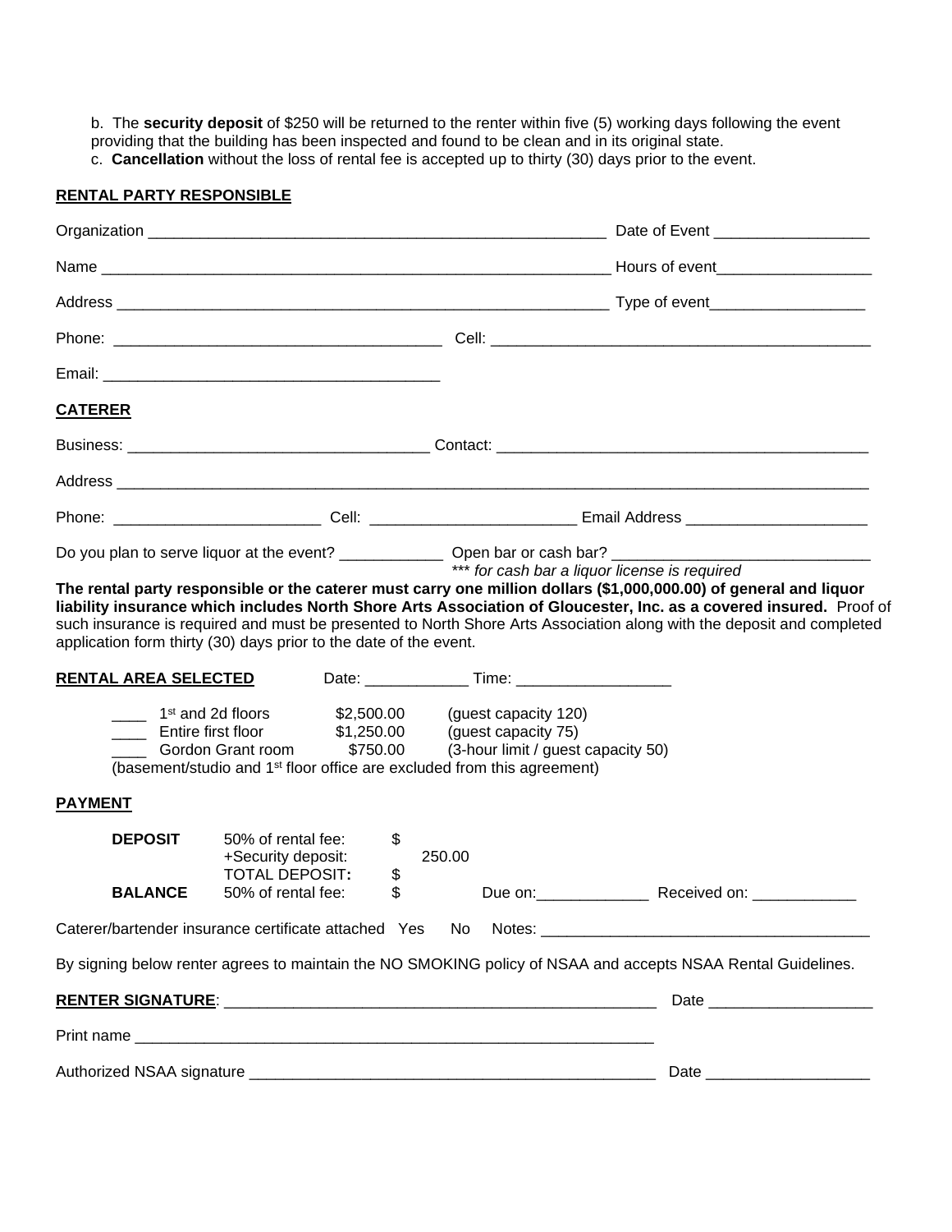b. The **security deposit** of $250 will be returned to the renter within five (5) working days following the event providing that the building has been inspected and found to be clean and in its original state.

c. **Cancellation** without the loss of rental fee is accepted up to thirty (30) days prior to the event.

**RENTAL PARTY RESPONSIBLE**

Organization _______________________________________________________ Date of Event _________________

Name ____________________________________________________________ Hours of event_________________

Address __________________________________________________________ Type of event_________________

Phone: ______________________________________ Cell: ___________________________________________

Email: ______________________________________

**CATERER**

Business: __________________________________ Contact: __________________________________________

Address _____________________________________________________________________________________

Phone: _______________________ Cell: _______________________ Email Address _____________________

Do you plan to serve liquor at the event? ___________ Open bar or cash bar? ____________________________

*\*\*\* for cash bar a liquor license is required*

**The rental party responsible or the caterer must carry one million dollars ($1,000,000.00) of general and liquor liability insurance which includes North Shore Arts Association of Gloucester, Inc. as a covered insured.** Proof of such insurance is required and must be presented to North Shore Arts Association along with the deposit and completed application form thirty (30) days prior to the date of the event.

**RENTAL AREA SELECTED** Date: ____________ Time: _________________

| | | | |
|---|---|---|---|
| ____ | 1st and 2d floors | $2,500.00 | (guest capacity 120) |
| ____ | Entire first floor | $1,250.00 | (guest capacity 75) |
| ____ | Gordon Grant room | $750.00 | (3-hour limit / guest capacity 50) |

(basement/studio and 1st floor office are excluded from this agreement)

**PAYMENT**

| | | | | |
|---|---|---|---|---|
| **DEPOSIT** | 50% of rental fee: | $ | | |
| | +Security deposit: | | 250.00 | |
| | TOTAL DEPOSIT**:** | $ | | |
| **BALANCE** | 50% of rental fee: | $ | | Due on:_____________ Received on: ____________ |

Caterer/bartender insurance certificate attached Yes No Notes: _____________________________________

By signing below renter agrees to maintain the NO SMOKING policy of NSAA and accepts NSAA Rental Guidelines.

**RENTER SIGNATURE**: ___________________________________________________ Date __________________

Print name ____________________________________________________________

Authorized NSAA signature ________________________________________________ Date __________________